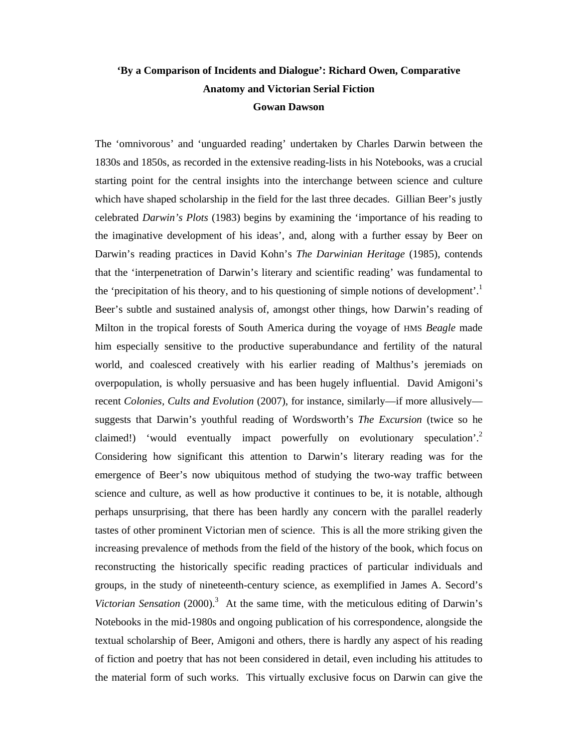# 'By a Comparison of Incidents and Dialogue': Richard Owen, Comparative Anatomy and Victorian Serial Fiction

**Gowan Dawson**

The 'omnivorous' and 'unguarded reading' undertaken by Charles Darwin between the 1830s and 1850s, as recorded in the extensive reading-lists in his Notebooks, was a crucial starting point for the central insights into the interchange between science and culture which have shaped scholarship in the field for the last three decades. Gillian Beer's justly celebrated *Darwin's Plots* (1983) begins by examining the 'importance of his reading to the imaginative development of his ideas', and, along with a further essay by Beer on Darwin's reading practices in David Kohn's *The Darwinian Heritage* (1985), contends that the 'interpenetration of Darwin's literary and scientific reading' was fundamental to the 'precipitation of his theory, and to his questioning of simple notions of development'.[1] Beer's subtle and sustained analysis of, amongst other things, how Darwin's reading of Milton in the tropical forests of South America during the voyage of HMS *Beagle* made him especially sensitive to the productive superabundance and fertility of the natural world, and coalesced creatively with his earlier reading of Malthus's jeremiads on overpopulation, is wholly persuasive and has been hugely influential. David Amigoni's recent *Colonies, Cults and Evolution* (2007), for instance, similarly—if more allusively—suggests that Darwin's youthful reading of Wordsworth's *The Excursion* (twice so he claimed!) 'would eventually impact powerfully on evolutionary speculation'.[2] Considering how significant this attention to Darwin's literary reading was for the emergence of Beer's now ubiquitous method of studying the two-way traffic between science and culture, as well as how productive it continues to be, it is notable, although perhaps unsurprising, that there has been hardly any concern with the parallel readerly tastes of other prominent Victorian men of science. This is all the more striking given the increasing prevalence of methods from the field of the history of the book, which focus on reconstructing the historically specific reading practices of particular individuals and groups, in the study of nineteenth-century science, as exemplified in James A. Secord's *Victorian Sensation* (2000).[3] At the same time, with the meticulous editing of Darwin's Notebooks in the mid-1980s and ongoing publication of his correspondence, alongside the textual scholarship of Beer, Amigoni and others, there is hardly any aspect of his reading of fiction and poetry that has not been considered in detail, even including his attitudes to the material form of such works. This virtually exclusive focus on Darwin can give the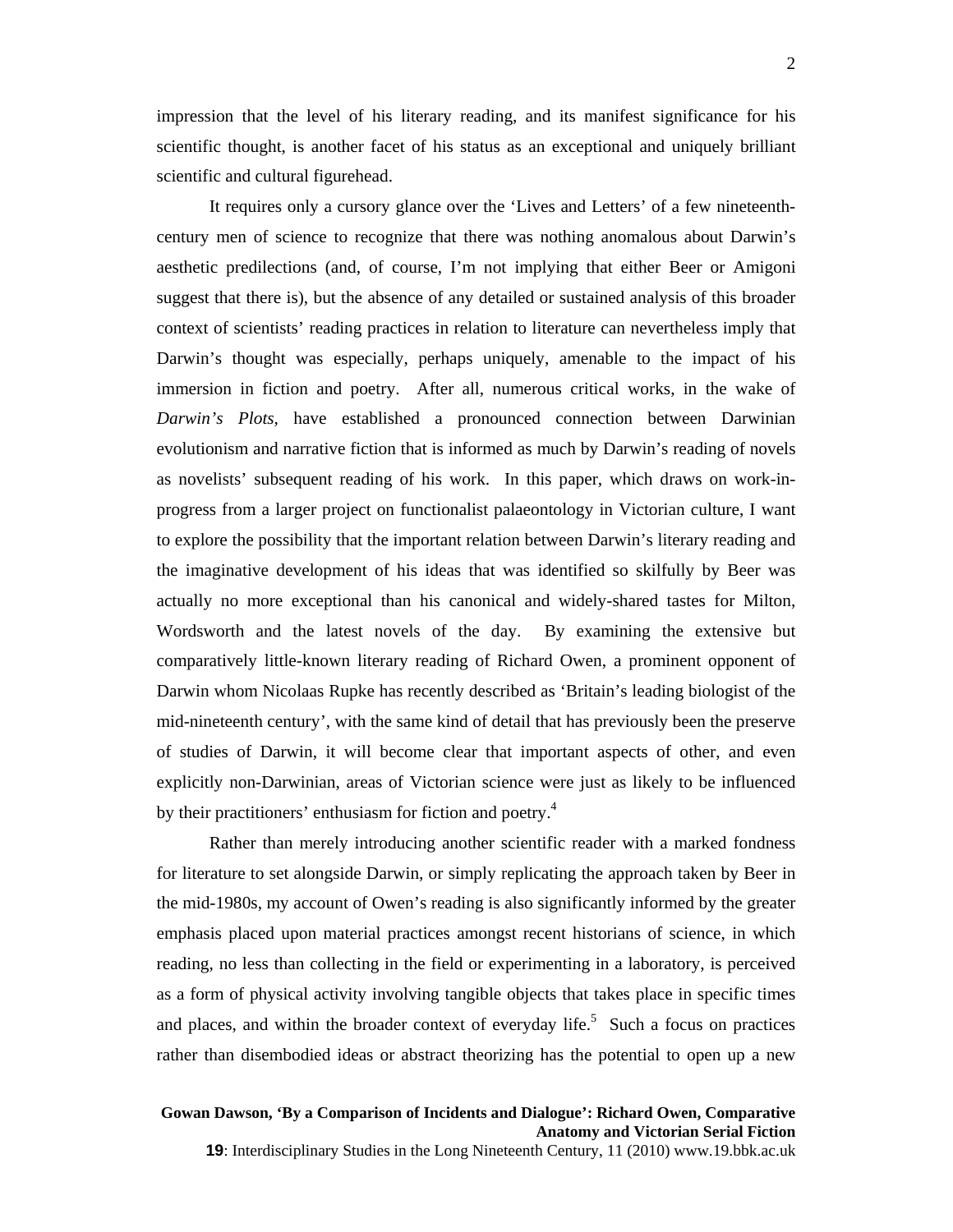impression that the level of his literary reading, and its manifest significance for his scientific thought, is another facet of his status as an exceptional and uniquely brilliant scientific and cultural figurehead.

It requires only a cursory glance over the 'Lives and Letters' of a few nineteenth-century men of science to recognize that there was nothing anomalous about Darwin's aesthetic predilections (and, of course, I'm not implying that either Beer or Amigoni suggest that there is), but the absence of any detailed or sustained analysis of this broader context of scientists' reading practices in relation to literature can nevertheless imply that Darwin's thought was especially, perhaps uniquely, amenable to the impact of his immersion in fiction and poetry. After all, numerous critical works, in the wake of *Darwin's Plots*, have established a pronounced connection between Darwinian evolutionism and narrative fiction that is informed as much by Darwin's reading of novels as novelists' subsequent reading of his work. In this paper, which draws on work-in-progress from a larger project on functionalist palaeontology in Victorian culture, I want to explore the possibility that the important relation between Darwin's literary reading and the imaginative development of his ideas that was identified so skilfully by Beer was actually no more exceptional than his canonical and widely-shared tastes for Milton, Wordsworth and the latest novels of the day. By examining the extensive but comparatively little-known literary reading of Richard Owen, a prominent opponent of Darwin whom Nicolaas Rupke has recently described as 'Britain's leading biologist of the mid-nineteenth century', with the same kind of detail that has previously been the preserve of studies of Darwin, it will become clear that important aspects of other, and even explicitly non-Darwinian, areas of Victorian science were just as likely to be influenced by their practitioners' enthusiasm for fiction and poetry.[4]

Rather than merely introducing another scientific reader with a marked fondness for literature to set alongside Darwin, or simply replicating the approach taken by Beer in the mid-1980s, my account of Owen's reading is also significantly informed by the greater emphasis placed upon material practices amongst recent historians of science, in which reading, no less than collecting in the field or experimenting in a laboratory, is perceived as a form of physical activity involving tangible objects that takes place in specific times and places, and within the broader context of everyday life.[5] Such a focus on practices rather than disembodied ideas or abstract theorizing has the potential to open up a new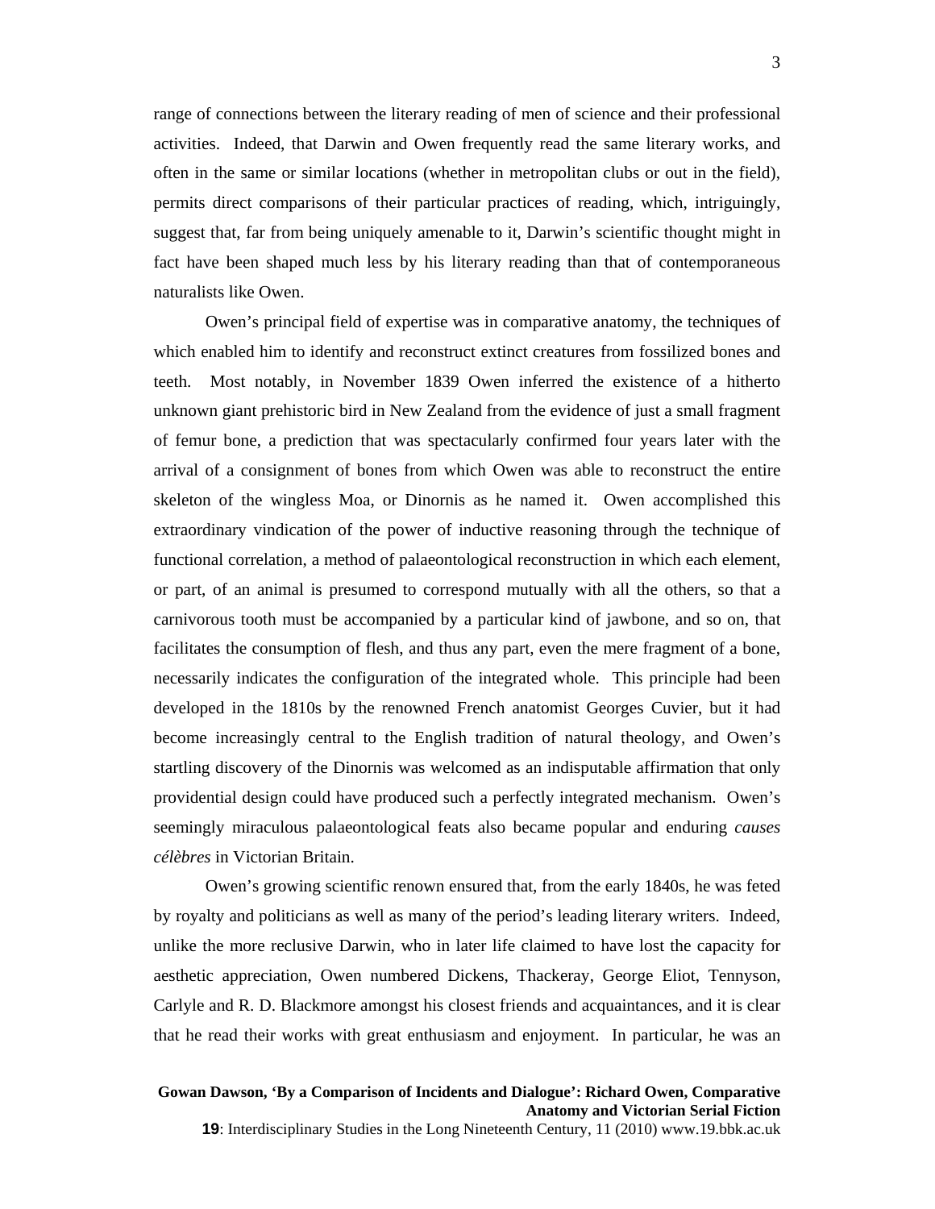range of connections between the literary reading of men of science and their professional activities. Indeed, that Darwin and Owen frequently read the same literary works, and often in the same or similar locations (whether in metropolitan clubs or out in the field), permits direct comparisons of their particular practices of reading, which, intriguingly, suggest that, far from being uniquely amenable to it, Darwin's scientific thought might in fact have been shaped much less by his literary reading than that of contemporaneous naturalists like Owen.

Owen's principal field of expertise was in comparative anatomy, the techniques of which enabled him to identify and reconstruct extinct creatures from fossilized bones and teeth. Most notably, in November 1839 Owen inferred the existence of a hitherto unknown giant prehistoric bird in New Zealand from the evidence of just a small fragment of femur bone, a prediction that was spectacularly confirmed four years later with the arrival of a consignment of bones from which Owen was able to reconstruct the entire skeleton of the wingless Moa, or Dinornis as he named it. Owen accomplished this extraordinary vindication of the power of inductive reasoning through the technique of functional correlation, a method of palaeontological reconstruction in which each element, or part, of an animal is presumed to correspond mutually with all the others, so that a carnivorous tooth must be accompanied by a particular kind of jawbone, and so on, that facilitates the consumption of flesh, and thus any part, even the mere fragment of a bone, necessarily indicates the configuration of the integrated whole. This principle had been developed in the 1810s by the renowned French anatomist Georges Cuvier, but it had become increasingly central to the English tradition of natural theology, and Owen's startling discovery of the Dinornis was welcomed as an indisputable affirmation that only providential design could have produced such a perfectly integrated mechanism. Owen's seemingly miraculous palaeontological feats also became popular and enduring *causes célèbres* in Victorian Britain.

Owen's growing scientific renown ensured that, from the early 1840s, he was feted by royalty and politicians as well as many of the period's leading literary writers. Indeed, unlike the more reclusive Darwin, who in later life claimed to have lost the capacity for aesthetic appreciation, Owen numbered Dickens, Thackeray, George Eliot, Tennyson, Carlyle and R. D. Blackmore amongst his closest friends and acquaintances, and it is clear that he read their works with great enthusiasm and enjoyment. In particular, he was an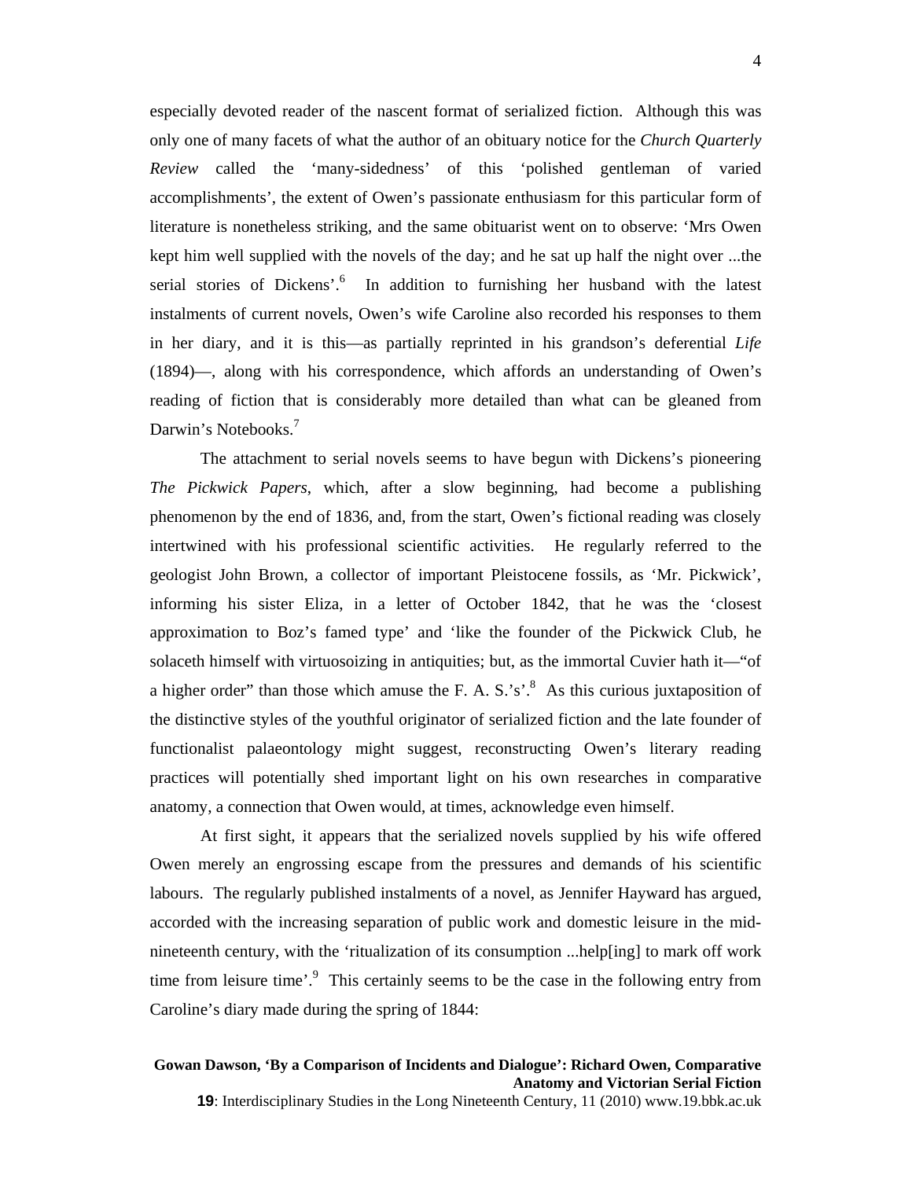especially devoted reader of the nascent format of serialized fiction. Although this was only one of many facets of what the author of an obituary notice for the *Church Quarterly Review* called the 'many-sidedness' of this 'polished gentleman of varied accomplishments', the extent of Owen's passionate enthusiasm for this particular form of literature is nonetheless striking, and the same obituarist went on to observe: 'Mrs Owen kept him well supplied with the novels of the day; and he sat up half the night over ...the serial stories of Dickens'.[6] In addition to furnishing her husband with the latest instalments of current novels, Owen's wife Caroline also recorded his responses to them in her diary, and it is this—as partially reprinted in his grandson's deferential *Life* (1894)—, along with his correspondence, which affords an understanding of Owen's reading of fiction that is considerably more detailed than what can be gleaned from Darwin's Notebooks.[7]

The attachment to serial novels seems to have begun with Dickens's pioneering *The Pickwick Papers*, which, after a slow beginning, had become a publishing phenomenon by the end of 1836, and, from the start, Owen's fictional reading was closely intertwined with his professional scientific activities. He regularly referred to the geologist John Brown, a collector of important Pleistocene fossils, as 'Mr. Pickwick', informing his sister Eliza, in a letter of October 1842, that he was the 'closest approximation to Boz's famed type' and 'like the founder of the Pickwick Club, he solaceth himself with virtuosoizing in antiquities; but, as the immortal Cuvier hath it—"of a higher order" than those which amuse the F. A. S.'s'.[8] As this curious juxtaposition of the distinctive styles of the youthful originator of serialized fiction and the late founder of functionalist palaeontology might suggest, reconstructing Owen's literary reading practices will potentially shed important light on his own researches in comparative anatomy, a connection that Owen would, at times, acknowledge even himself.

At first sight, it appears that the serialized novels supplied by his wife offered Owen merely an engrossing escape from the pressures and demands of his scientific labours. The regularly published instalments of a novel, as Jennifer Hayward has argued, accorded with the increasing separation of public work and domestic leisure in the mid-nineteenth century, with the 'ritualization of its consumption ...help[ing] to mark off work time from leisure time'.[9] This certainly seems to be the case in the following entry from Caroline's diary made during the spring of 1844: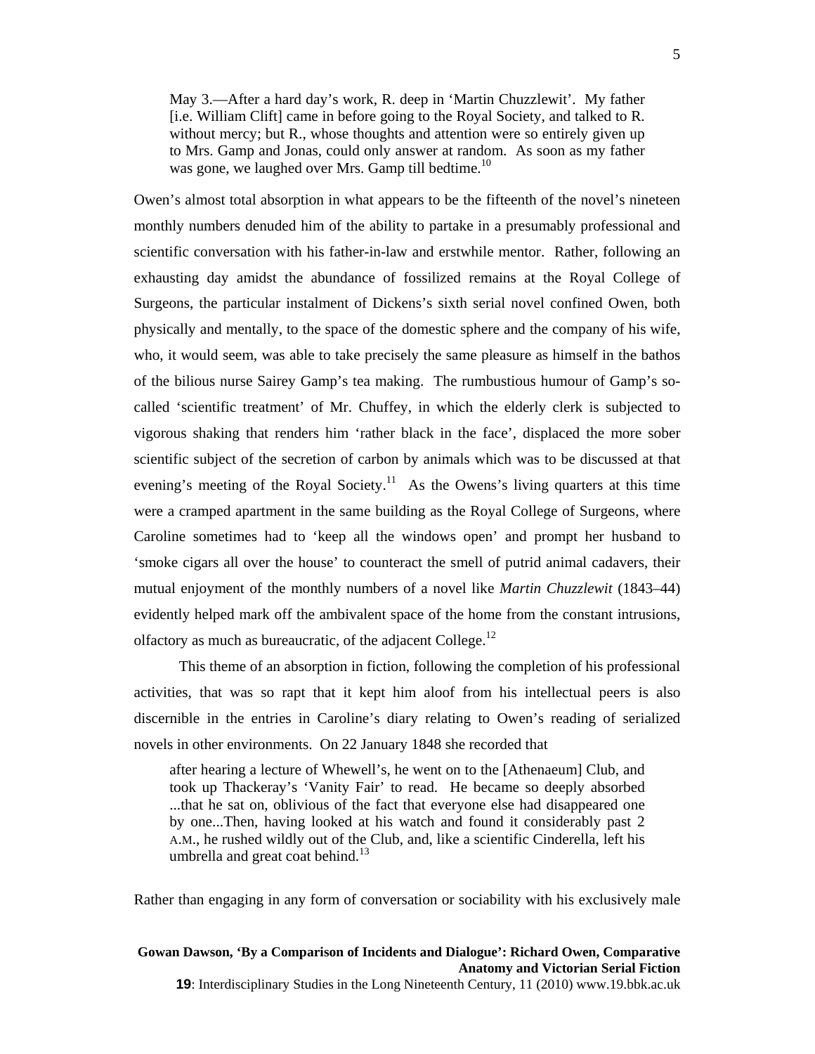> May 3.—After a hard day's work, R. deep in 'Martin Chuzzlewit'. My father [i.e. William Clift] came in before going to the Royal Society, and talked to R. without mercy; but R., whose thoughts and attention were so entirely given up to Mrs. Gamp and Jonas, could only answer at random. As soon as my father was gone, we laughed over Mrs. Gamp till bedtime.[10]

Owen's almost total absorption in what appears to be the fifteenth of the novel's nineteen monthly numbers denuded him of the ability to partake in a presumably professional and scientific conversation with his father-in-law and erstwhile mentor. Rather, following an exhausting day amidst the abundance of fossilized remains at the Royal College of Surgeons, the particular instalment of Dickens's sixth serial novel confined Owen, both physically and mentally, to the space of the domestic sphere and the company of his wife, who, it would seem, was able to take precisely the same pleasure as himself in the bathos of the bilious nurse Sairey Gamp's tea making. The rumbustious humour of Gamp's so-called 'scientific treatment' of Mr. Chuffey, in which the elderly clerk is subjected to vigorous shaking that renders him 'rather black in the face', displaced the more sober scientific subject of the secretion of carbon by animals which was to be discussed at that evening's meeting of the Royal Society.[11] As the Owens's living quarters at this time were a cramped apartment in the same building as the Royal College of Surgeons, where Caroline sometimes had to 'keep all the windows open' and prompt her husband to 'smoke cigars all over the house' to counteract the smell of putrid animal cadavers, their mutual enjoyment of the monthly numbers of a novel like *Martin Chuzzlewit* (1843–44) evidently helped mark off the ambivalent space of the home from the constant intrusions, olfactory as much as bureaucratic, of the adjacent College.[12]

This theme of an absorption in fiction, following the completion of his professional activities, that was so rapt that it kept him aloof from his intellectual peers is also discernible in the entries in Caroline's diary relating to Owen's reading of serialized novels in other environments. On 22 January 1848 she recorded that

> after hearing a lecture of Whewell's, he went on to the [Athenaeum] Club, and took up Thackeray's 'Vanity Fair' to read. He became so deeply absorbed ...that he sat on, oblivious of the fact that everyone else had disappeared one by one...Then, having looked at his watch and found it considerably past 2 A.M., he rushed wildly out of the Club, and, like a scientific Cinderella, left his umbrella and great coat behind.[13]

Rather than engaging in any form of conversation or sociability with his exclusively male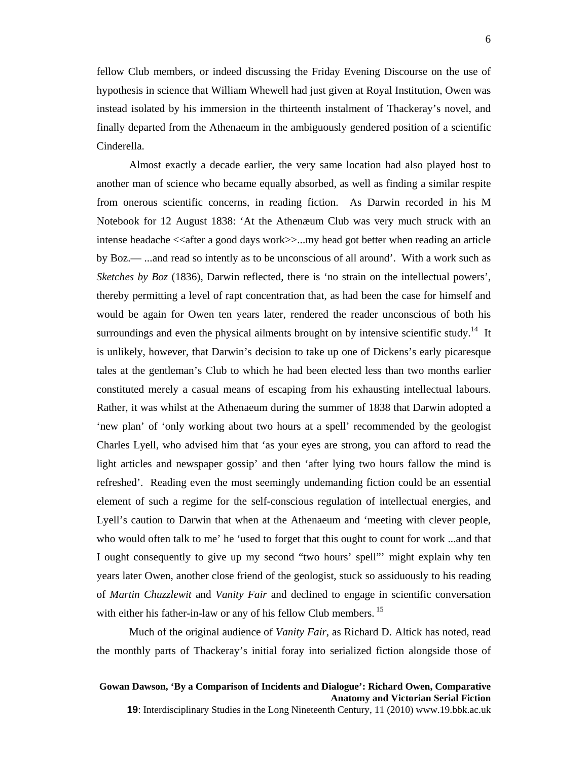fellow Club members, or indeed discussing the Friday Evening Discourse on the use of hypothesis in science that William Whewell had just given at Royal Institution, Owen was instead isolated by his immersion in the thirteenth instalment of Thackeray's novel, and finally departed from the Athenaeum in the ambiguously gendered position of a scientific Cinderella.

Almost exactly a decade earlier, the very same location had also played host to another man of science who became equally absorbed, as well as finding a similar respite from onerous scientific concerns, in reading fiction. As Darwin recorded in his M Notebook for 12 August 1838: 'At the Athenæum Club was very much struck with an intense headache <<after a good days work>>...my head got better when reading an article by Boz.— ...and read so intently as to be unconscious of all around'. With a work such as *Sketches by Boz* (1836), Darwin reflected, there is 'no strain on the intellectual powers', thereby permitting a level of rapt concentration that, as had been the case for himself and would be again for Owen ten years later, rendered the reader unconscious of both his surroundings and even the physical ailments brought on by intensive scientific study.[14] It is unlikely, however, that Darwin's decision to take up one of Dickens's early picaresque tales at the gentleman's Club to which he had been elected less than two months earlier constituted merely a casual means of escaping from his exhausting intellectual labours. Rather, it was whilst at the Athenaeum during the summer of 1838 that Darwin adopted a 'new plan' of 'only working about two hours at a spell' recommended by the geologist Charles Lyell, who advised him that 'as your eyes are strong, you can afford to read the light articles and newspaper gossip' and then 'after lying two hours fallow the mind is refreshed'. Reading even the most seemingly undemanding fiction could be an essential element of such a regime for the self-conscious regulation of intellectual energies, and Lyell's caution to Darwin that when at the Athenaeum and 'meeting with clever people, who would often talk to me' he 'used to forget that this ought to count for work ...and that I ought consequently to give up my second "two hours' spell"' might explain why ten years later Owen, another close friend of the geologist, stuck so assiduously to his reading of *Martin Chuzzlewit* and *Vanity Fair* and declined to engage in scientific conversation with either his father-in-law or any of his fellow Club members.[15]

Much of the original audience of *Vanity Fair*, as Richard D. Altick has noted, read the monthly parts of Thackeray's initial foray into serialized fiction alongside those of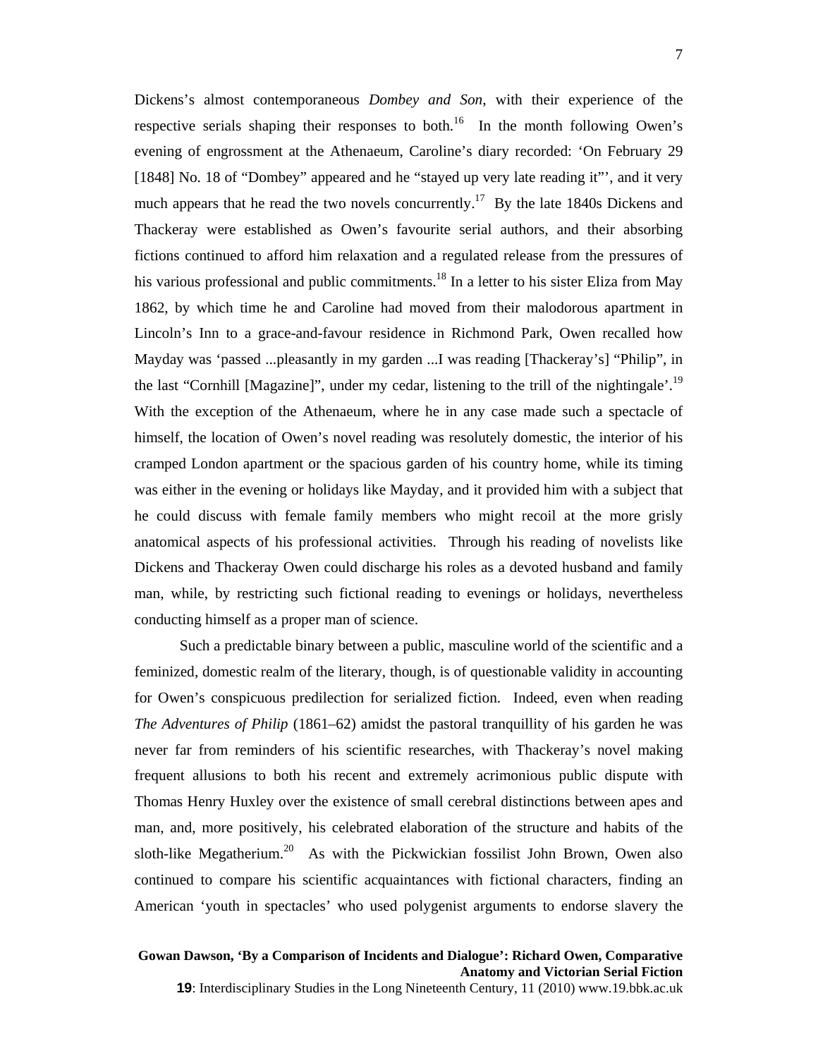Dickens's almost contemporaneous *Dombey and Son*, with their experience of the respective serials shaping their responses to both.[16] In the month following Owen's evening of engrossment at the Athenaeum, Caroline's diary recorded: 'On February 29 [1848] No. 18 of "Dombey" appeared and he "stayed up very late reading it"', and it very much appears that he read the two novels concurrently.[17] By the late 1840s Dickens and Thackeray were established as Owen's favourite serial authors, and their absorbing fictions continued to afford him relaxation and a regulated release from the pressures of his various professional and public commitments.[18] In a letter to his sister Eliza from May 1862, by which time he and Caroline had moved from their malodorous apartment in Lincoln's Inn to a grace-and-favour residence in Richmond Park, Owen recalled how Mayday was 'passed ...pleasantly in my garden ...I was reading [Thackeray's] "Philip", in the last "Cornhill [Magazine]", under my cedar, listening to the trill of the nightingale'.[19] With the exception of the Athenaeum, where he in any case made such a spectacle of himself, the location of Owen's novel reading was resolutely domestic, the interior of his cramped London apartment or the spacious garden of his country home, while its timing was either in the evening or holidays like Mayday, and it provided him with a subject that he could discuss with female family members who might recoil at the more grisly anatomical aspects of his professional activities. Through his reading of novelists like Dickens and Thackeray Owen could discharge his roles as a devoted husband and family man, while, by restricting such fictional reading to evenings or holidays, nevertheless conducting himself as a proper man of science.

Such a predictable binary between a public, masculine world of the scientific and a feminized, domestic realm of the literary, though, is of questionable validity in accounting for Owen's conspicuous predilection for serialized fiction. Indeed, even when reading *The Adventures of Philip* (1861–62) amidst the pastoral tranquillity of his garden he was never far from reminders of his scientific researches, with Thackeray's novel making frequent allusions to both his recent and extremely acrimonious public dispute with Thomas Henry Huxley over the existence of small cerebral distinctions between apes and man, and, more positively, his celebrated elaboration of the structure and habits of the sloth-like Megatherium.[20] As with the Pickwickian fossilist John Brown, Owen also continued to compare his scientific acquaintances with fictional characters, finding an American 'youth in spectacles' who used polygenist arguments to endorse slavery the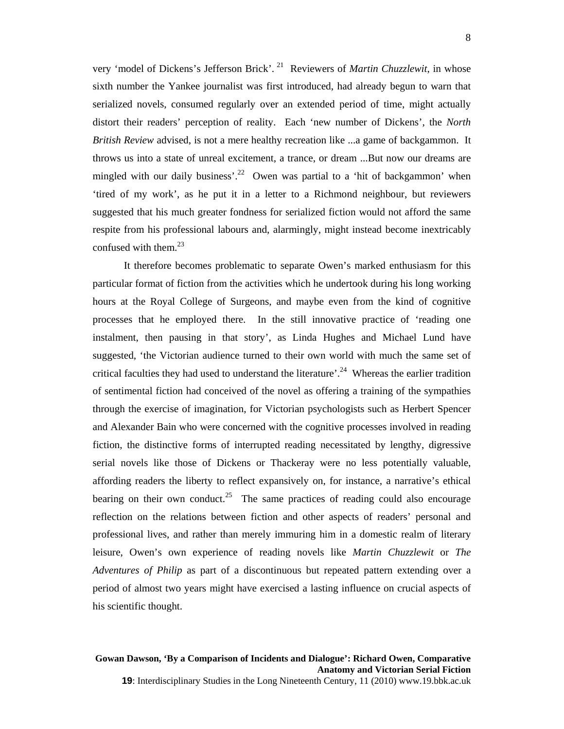very 'model of Dickens's Jefferson Brick'.[21] Reviewers of *Martin Chuzzlewit*, in whose sixth number the Yankee journalist was first introduced, had already begun to warn that serialized novels, consumed regularly over an extended period of time, might actually distort their readers' perception of reality. Each 'new number of Dickens', the *North British Review* advised, is not a mere healthy recreation like ...a game of backgammon. It throws us into a state of unreal excitement, a trance, or dream ...But now our dreams are mingled with our daily business'.[22] Owen was partial to a 'hit of backgammon' when 'tired of my work', as he put it in a letter to a Richmond neighbour, but reviewers suggested that his much greater fondness for serialized fiction would not afford the same respite from his professional labours and, alarmingly, might instead become inextricably confused with them.[23]

It therefore becomes problematic to separate Owen's marked enthusiasm for this particular format of fiction from the activities which he undertook during his long working hours at the Royal College of Surgeons, and maybe even from the kind of cognitive processes that he employed there. In the still innovative practice of 'reading one instalment, then pausing in that story', as Linda Hughes and Michael Lund have suggested, 'the Victorian audience turned to their own world with much the same set of critical faculties they had used to understand the literature'.[24] Whereas the earlier tradition of sentimental fiction had conceived of the novel as offering a training of the sympathies through the exercise of imagination, for Victorian psychologists such as Herbert Spencer and Alexander Bain who were concerned with the cognitive processes involved in reading fiction, the distinctive forms of interrupted reading necessitated by lengthy, digressive serial novels like those of Dickens or Thackeray were no less potentially valuable, affording readers the liberty to reflect expansively on, for instance, a narrative's ethical bearing on their own conduct.[25] The same practices of reading could also encourage reflection on the relations between fiction and other aspects of readers' personal and professional lives, and rather than merely immuring him in a domestic realm of literary leisure, Owen's own experience of reading novels like *Martin Chuzzlewit* or *The Adventures of Philip* as part of a discontinuous but repeated pattern extending over a period of almost two years might have exercised a lasting influence on crucial aspects of his scientific thought.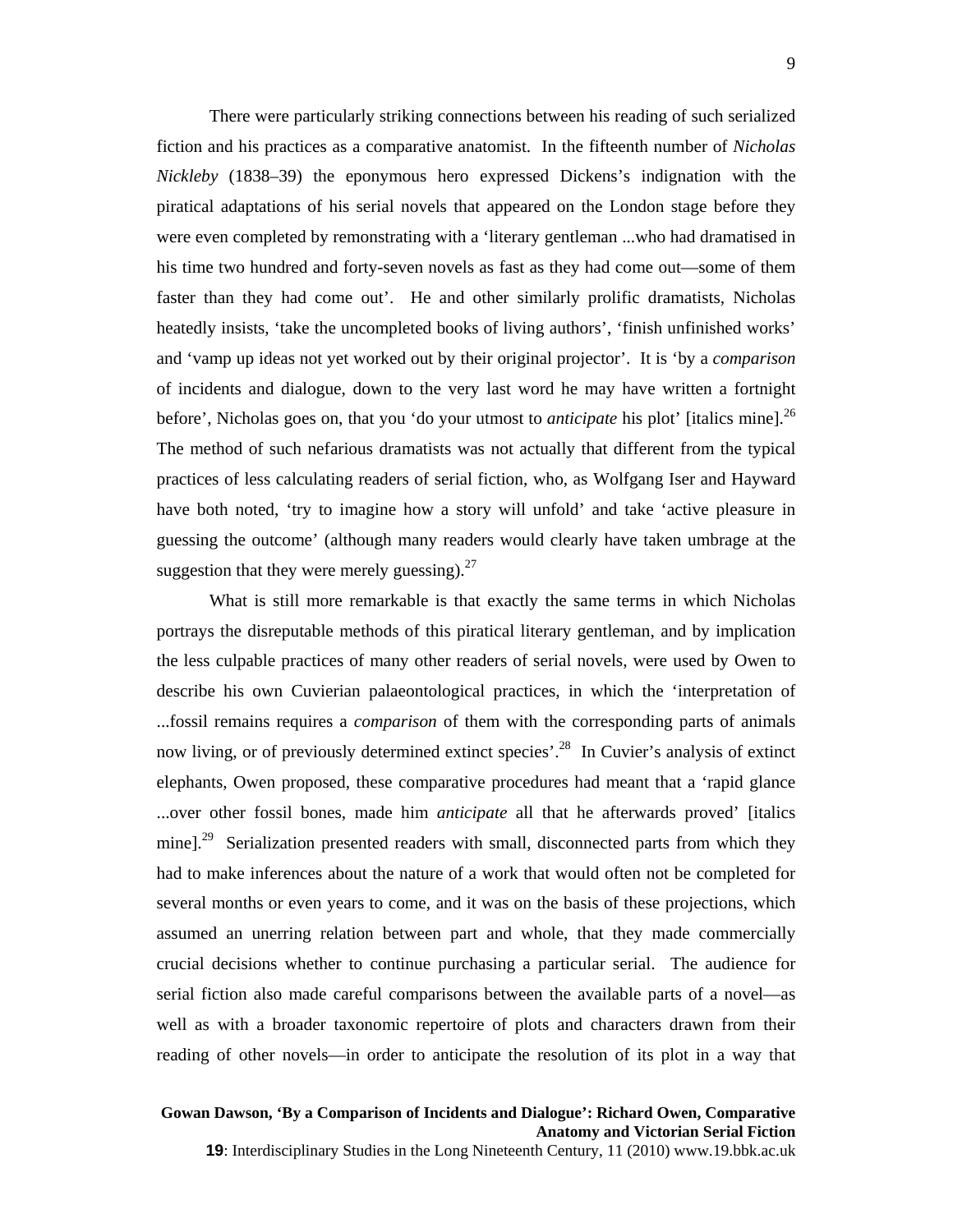There were particularly striking connections between his reading of such serialized fiction and his practices as a comparative anatomist. In the fifteenth number of *Nicholas Nickleby* (1838–39) the eponymous hero expressed Dickens's indignation with the piratical adaptations of his serial novels that appeared on the London stage before they were even completed by remonstrating with a 'literary gentleman ...who had dramatised in his time two hundred and forty-seven novels as fast as they had come out—some of them faster than they had come out'. He and other similarly prolific dramatists, Nicholas heatedly insists, 'take the uncompleted books of living authors', 'finish unfinished works' and 'vamp up ideas not yet worked out by their original projector'. It is 'by a *comparison* of incidents and dialogue, down to the very last word he may have written a fortnight before', Nicholas goes on, that you 'do your utmost to *anticipate* his plot' [italics mine].[26] The method of such nefarious dramatists was not actually that different from the typical practices of less calculating readers of serial fiction, who, as Wolfgang Iser and Hayward have both noted, 'try to imagine how a story will unfold' and take 'active pleasure in guessing the outcome' (although many readers would clearly have taken umbrage at the suggestion that they were merely guessing).[27]

What is still more remarkable is that exactly the same terms in which Nicholas portrays the disreputable methods of this piratical literary gentleman, and by implication the less culpable practices of many other readers of serial novels, were used by Owen to describe his own Cuvierian palaeontological practices, in which the 'interpretation of ...fossil remains requires a *comparison* of them with the corresponding parts of animals now living, or of previously determined extinct species'.[28] In Cuvier's analysis of extinct elephants, Owen proposed, these comparative procedures had meant that a 'rapid glance ...over other fossil bones, made him *anticipate* all that he afterwards proved' [italics mine].[29] Serialization presented readers with small, disconnected parts from which they had to make inferences about the nature of a work that would often not be completed for several months or even years to come, and it was on the basis of these projections, which assumed an unerring relation between part and whole, that they made commercially crucial decisions whether to continue purchasing a particular serial. The audience for serial fiction also made careful comparisons between the available parts of a novel—as well as with a broader taxonomic repertoire of plots and characters drawn from their reading of other novels—in order to anticipate the resolution of its plot in a way that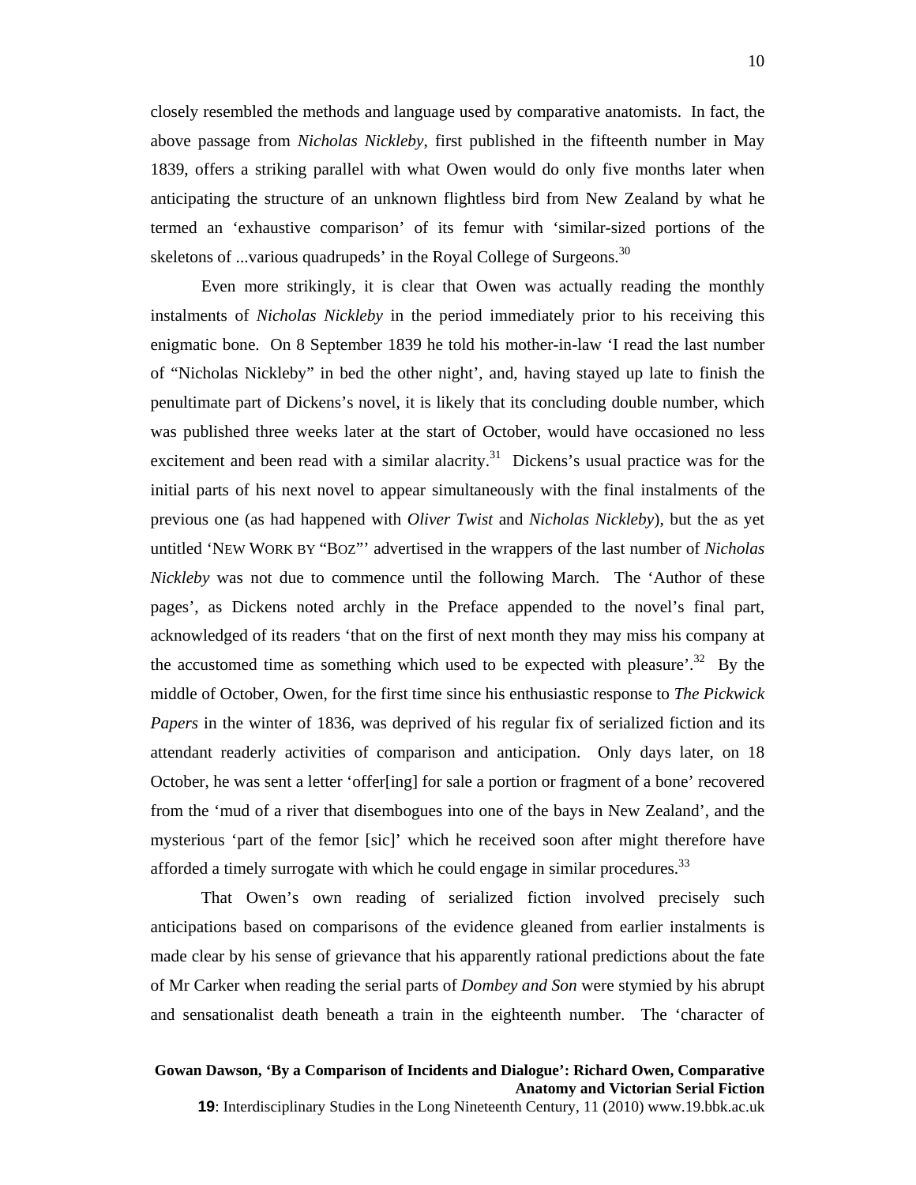closely resembled the methods and language used by comparative anatomists. In fact, the above passage from *Nicholas Nickleby*, first published in the fifteenth number in May 1839, offers a striking parallel with what Owen would do only five months later when anticipating the structure of an unknown flightless bird from New Zealand by what he termed an 'exhaustive comparison' of its femur with 'similar-sized portions of the skeletons of ...various quadrupeds' in the Royal College of Surgeons.[30]

Even more strikingly, it is clear that Owen was actually reading the monthly instalments of *Nicholas Nickleby* in the period immediately prior to his receiving this enigmatic bone. On 8 September 1839 he told his mother-in-law 'I read the last number of "Nicholas Nickleby" in bed the other night', and, having stayed up late to finish the penultimate part of Dickens's novel, it is likely that its concluding double number, which was published three weeks later at the start of October, would have occasioned no less excitement and been read with a similar alacrity.[31] Dickens's usual practice was for the initial parts of his next novel to appear simultaneously with the final instalments of the previous one (as had happened with *Oliver Twist* and *Nicholas Nickleby*), but the as yet untitled 'NEW WORK BY "BOZ"' advertised in the wrappers of the last number of *Nicholas Nickleby* was not due to commence until the following March. The 'Author of these pages', as Dickens noted archly in the Preface appended to the novel's final part, acknowledged of its readers 'that on the first of next month they may miss his company at the accustomed time as something which used to be expected with pleasure'.[32] By the middle of October, Owen, for the first time since his enthusiastic response to *The Pickwick Papers* in the winter of 1836, was deprived of his regular fix of serialized fiction and its attendant readerly activities of comparison and anticipation. Only days later, on 18 October, he was sent a letter 'offer[ing] for sale a portion or fragment of a bone' recovered from the 'mud of a river that disembogues into one of the bays in New Zealand', and the mysterious 'part of the femor [sic]' which he received soon after might therefore have afforded a timely surrogate with which he could engage in similar procedures.[33]

That Owen's own reading of serialized fiction involved precisely such anticipations based on comparisons of the evidence gleaned from earlier instalments is made clear by his sense of grievance that his apparently rational predictions about the fate of Mr Carker when reading the serial parts of *Dombey and Son* were stymied by his abrupt and sensationalist death beneath a train in the eighteenth number. The 'character of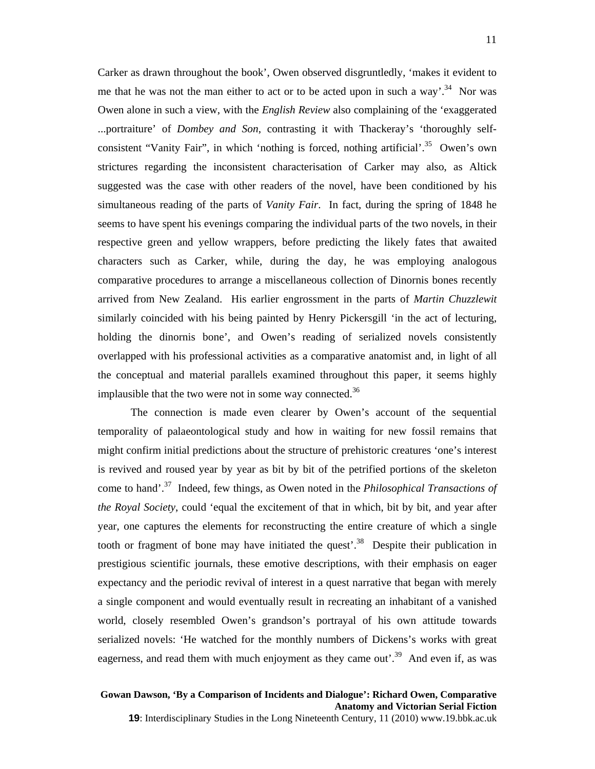Carker as drawn throughout the book', Owen observed disgruntledly, 'makes it evident to me that he was not the man either to act or to be acted upon in such a way'.[34] Nor was Owen alone in such a view, with the *English Review* also complaining of the 'exaggerated ...portraiture' of *Dombey and Son*, contrasting it with Thackeray's 'thoroughly self-consistent "Vanity Fair", in which 'nothing is forced, nothing artificial'.[35] Owen's own strictures regarding the inconsistent characterisation of Carker may also, as Altick suggested was the case with other readers of the novel, have been conditioned by his simultaneous reading of the parts of *Vanity Fair*. In fact, during the spring of 1848 he seems to have spent his evenings comparing the individual parts of the two novels, in their respective green and yellow wrappers, before predicting the likely fates that awaited characters such as Carker, while, during the day, he was employing analogous comparative procedures to arrange a miscellaneous collection of Dinornis bones recently arrived from New Zealand. His earlier engrossment in the parts of *Martin Chuzzlewit* similarly coincided with his being painted by Henry Pickersgill 'in the act of lecturing, holding the dinornis bone', and Owen's reading of serialized novels consistently overlapped with his professional activities as a comparative anatomist and, in light of all the conceptual and material parallels examined throughout this paper, it seems highly implausible that the two were not in some way connected.[36]

The connection is made even clearer by Owen's account of the sequential temporality of palaeontological study and how in waiting for new fossil remains that might confirm initial predictions about the structure of prehistoric creatures 'one's interest is revived and roused year by year as bit by bit of the petrified portions of the skeleton come to hand'.[37] Indeed, few things, as Owen noted in the *Philosophical Transactions of the Royal Society*, could 'equal the excitement of that in which, bit by bit, and year after year, one captures the elements for reconstructing the entire creature of which a single tooth or fragment of bone may have initiated the quest'.[38] Despite their publication in prestigious scientific journals, these emotive descriptions, with their emphasis on eager expectancy and the periodic revival of interest in a quest narrative that began with merely a single component and would eventually result in recreating an inhabitant of a vanished world, closely resembled Owen's grandson's portrayal of his own attitude towards serialized novels: 'He watched for the monthly numbers of Dickens's works with great eagerness, and read them with much enjoyment as they came out'.[39] And even if, as was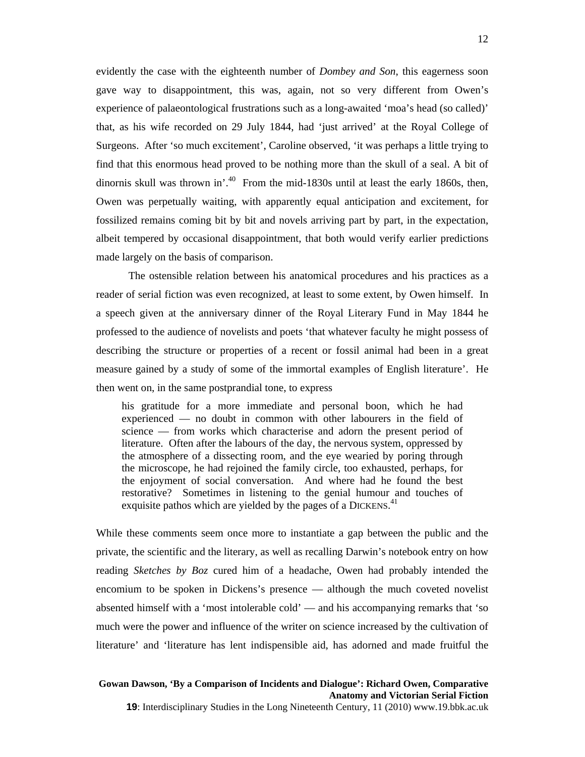evidently the case with the eighteenth number of *Dombey and Son*, this eagerness soon gave way to disappointment, this was, again, not so very different from Owen's experience of palaeontological frustrations such as a long-awaited 'moa's head (so called)' that, as his wife recorded on 29 July 1844, had 'just arrived' at the Royal College of Surgeons. After 'so much excitement', Caroline observed, 'it was perhaps a little trying to find that this enormous head proved to be nothing more than the skull of a seal. A bit of dinornis skull was thrown in'.[40] From the mid-1830s until at least the early 1860s, then, Owen was perpetually waiting, with apparently equal anticipation and excitement, for fossilized remains coming bit by bit and novels arriving part by part, in the expectation, albeit tempered by occasional disappointment, that both would verify earlier predictions made largely on the basis of comparison.

The ostensible relation between his anatomical procedures and his practices as a reader of serial fiction was even recognized, at least to some extent, by Owen himself. In a speech given at the anniversary dinner of the Royal Literary Fund in May 1844 he professed to the audience of novelists and poets 'that whatever faculty he might possess of describing the structure or properties of a recent or fossil animal had been in a great measure gained by a study of some of the immortal examples of English literature'. He then went on, in the same postprandial tone, to express

> his gratitude for a more immediate and personal boon, which he had experienced — no doubt in common with other labourers in the field of science — from works which characterise and adorn the present period of literature. Often after the labours of the day, the nervous system, oppressed by the atmosphere of a dissecting room, and the eye wearied by poring through the microscope, he had rejoined the family circle, too exhausted, perhaps, for the enjoyment of social conversation. And where had he found the best restorative? Sometimes in listening to the genial humour and touches of exquisite pathos which are yielded by the pages of a DICKENS.[41]

While these comments seem once more to instantiate a gap between the public and the private, the scientific and the literary, as well as recalling Darwin's notebook entry on how reading *Sketches by Boz* cured him of a headache, Owen had probably intended the encomium to be spoken in Dickens's presence — although the much coveted novelist absented himself with a 'most intolerable cold' — and his accompanying remarks that 'so much were the power and influence of the writer on science increased by the cultivation of literature' and 'literature has lent indispensible aid, has adorned and made fruitful the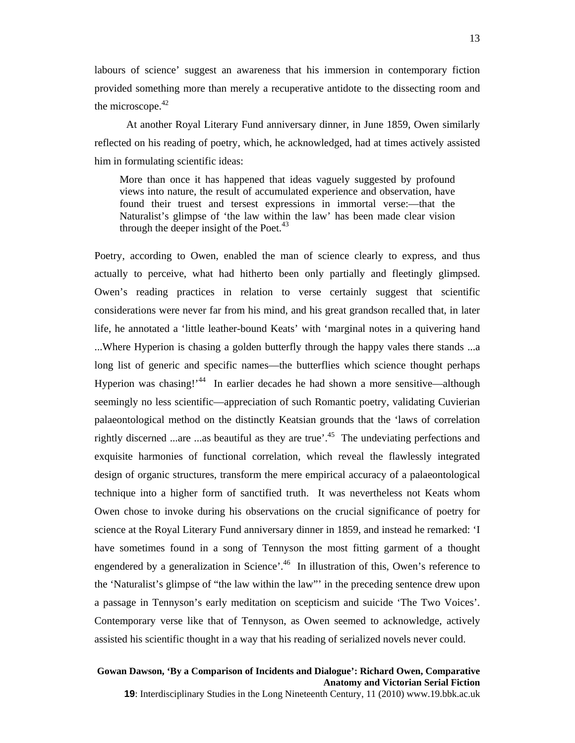labours of science' suggest an awareness that his immersion in contemporary fiction provided something more than merely a recuperative antidote to the dissecting room and the microscope.[42]

At another Royal Literary Fund anniversary dinner, in June 1859, Owen similarly reflected on his reading of poetry, which, he acknowledged, had at times actively assisted him in formulating scientific ideas:

> More than once it has happened that ideas vaguely suggested by profound views into nature, the result of accumulated experience and observation, have found their truest and tersest expressions in immortal verse:—that the Naturalist's glimpse of 'the law within the law' has been made clear vision through the deeper insight of the Poet.[43]

Poetry, according to Owen, enabled the man of science clearly to express, and thus actually to perceive, what had hitherto been only partially and fleetingly glimpsed. Owen's reading practices in relation to verse certainly suggest that scientific considerations were never far from his mind, and his great grandson recalled that, in later life, he annotated a 'little leather-bound Keats' with 'marginal notes in a quivering hand ...Where Hyperion is chasing a golden butterfly through the happy vales there stands ...a long list of generic and specific names—the butterflies which science thought perhaps Hyperion was chasing!'[44] In earlier decades he had shown a more sensitive—although seemingly no less scientific—appreciation of such Romantic poetry, validating Cuvierian palaeontological method on the distinctly Keatsian grounds that the 'laws of correlation rightly discerned ...are ...as beautiful as they are true'.[45] The undeviating perfections and exquisite harmonies of functional correlation, which reveal the flawlessly integrated design of organic structures, transform the mere empirical accuracy of a palaeontological technique into a higher form of sanctified truth. It was nevertheless not Keats whom Owen chose to invoke during his observations on the crucial significance of poetry for science at the Royal Literary Fund anniversary dinner in 1859, and instead he remarked: 'I have sometimes found in a song of Tennyson the most fitting garment of a thought engendered by a generalization in Science'.[46] In illustration of this, Owen's reference to the 'Naturalist's glimpse of "the law within the law"' in the preceding sentence drew upon a passage in Tennyson's early meditation on scepticism and suicide 'The Two Voices'. Contemporary verse like that of Tennyson, as Owen seemed to acknowledge, actively assisted his scientific thought in a way that his reading of serialized novels never could.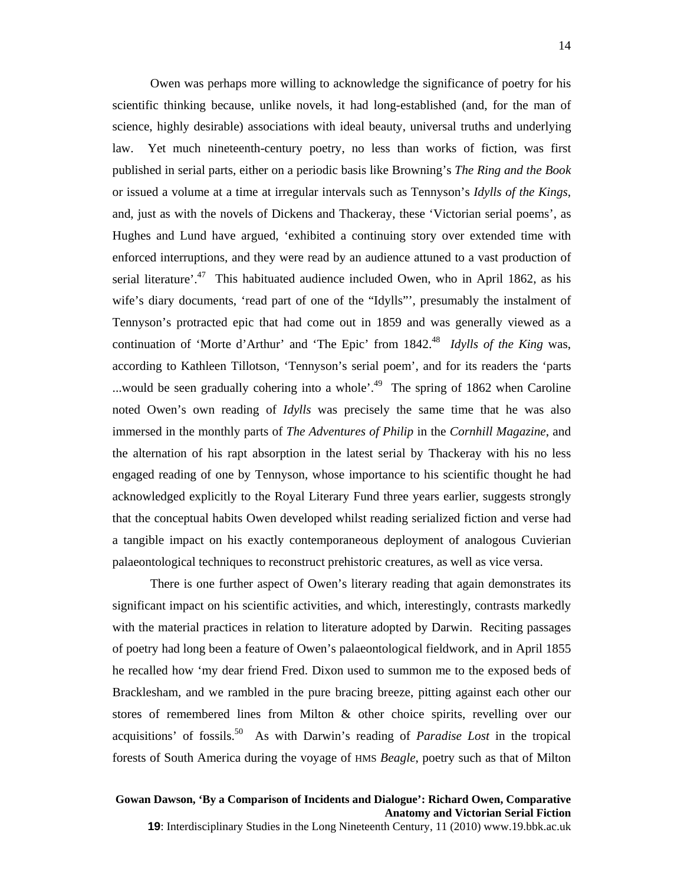Owen was perhaps more willing to acknowledge the significance of poetry for his scientific thinking because, unlike novels, it had long-established (and, for the man of science, highly desirable) associations with ideal beauty, universal truths and underlying law. Yet much nineteenth-century poetry, no less than works of fiction, was first published in serial parts, either on a periodic basis like Browning's *The Ring and the Book* or issued a volume at a time at irregular intervals such as Tennyson's *Idylls of the Kings*, and, just as with the novels of Dickens and Thackeray, these 'Victorian serial poems', as Hughes and Lund have argued, 'exhibited a continuing story over extended time with enforced interruptions, and they were read by an audience attuned to a vast production of serial literature'.[47] This habituated audience included Owen, who in April 1862, as his wife's diary documents, 'read part of one of the "Idylls"', presumably the instalment of Tennyson's protracted epic that had come out in 1859 and was generally viewed as a continuation of 'Morte d'Arthur' and 'The Epic' from 1842.[48] *Idylls of the King* was, according to Kathleen Tillotson, 'Tennyson's serial poem', and for its readers the 'parts ...would be seen gradually cohering into a whole'.[49] The spring of 1862 when Caroline noted Owen's own reading of *Idylls* was precisely the same time that he was also immersed in the monthly parts of *The Adventures of Philip* in the *Cornhill Magazine*, and the alternation of his rapt absorption in the latest serial by Thackeray with his no less engaged reading of one by Tennyson, whose importance to his scientific thought he had acknowledged explicitly to the Royal Literary Fund three years earlier, suggests strongly that the conceptual habits Owen developed whilst reading serialized fiction and verse had a tangible impact on his exactly contemporaneous deployment of analogous Cuvierian palaeontological techniques to reconstruct prehistoric creatures, as well as vice versa.

There is one further aspect of Owen's literary reading that again demonstrates its significant impact on his scientific activities, and which, interestingly, contrasts markedly with the material practices in relation to literature adopted by Darwin. Reciting passages of poetry had long been a feature of Owen's palaeontological fieldwork, and in April 1855 he recalled how 'my dear friend Fred. Dixon used to summon me to the exposed beds of Bracklesham, and we rambled in the pure bracing breeze, pitting against each other our stores of remembered lines from Milton & other choice spirits, revelling over our acquisitions' of fossils.[50] As with Darwin's reading of *Paradise Lost* in the tropical forests of South America during the voyage of HMS *Beagle*, poetry such as that of Milton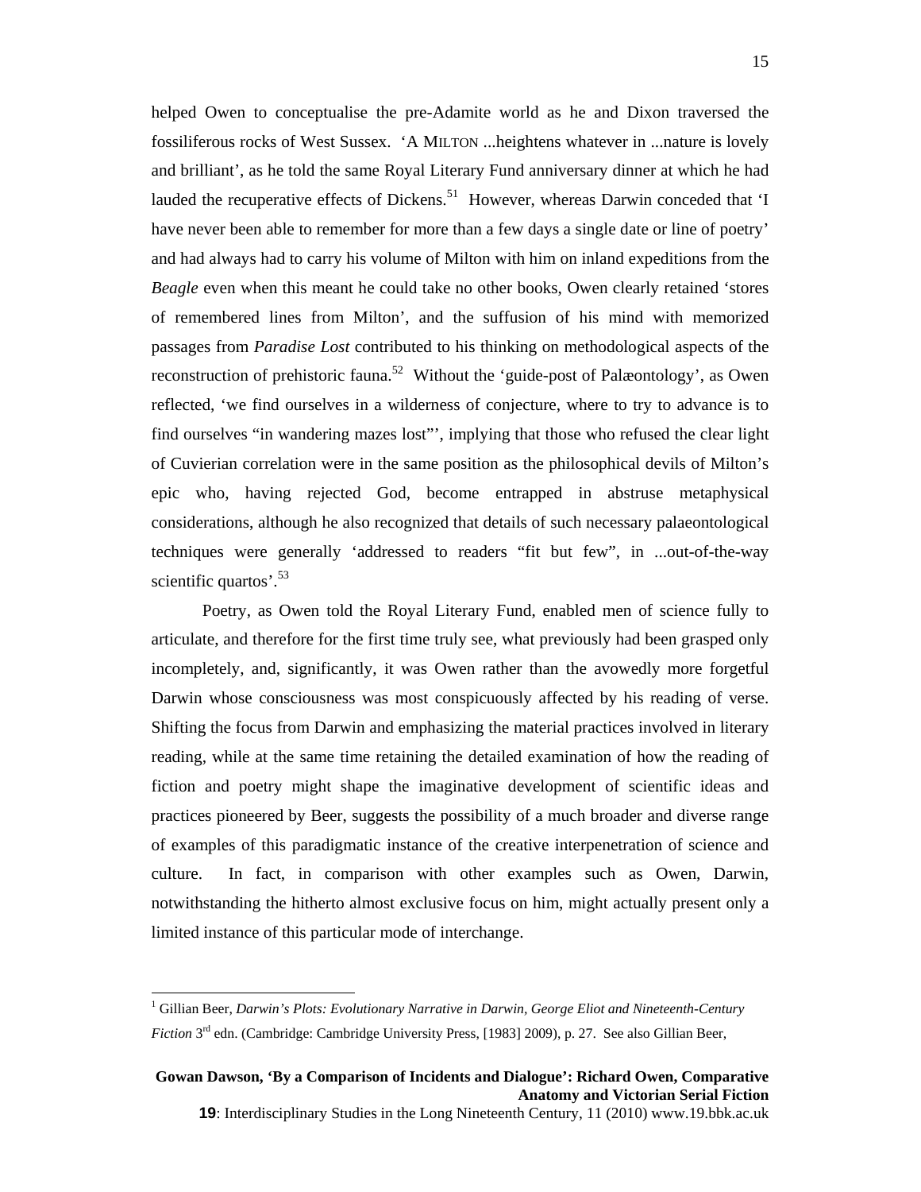helped Owen to conceptualise the pre-Adamite world as he and Dixon traversed the fossiliferous rocks of West Sussex. 'A MILTON ...heightens whatever in ...nature is lovely and brilliant', as he told the same Royal Literary Fund anniversary dinner at which he had lauded the recuperative effects of Dickens.[51] However, whereas Darwin conceded that 'I have never been able to remember for more than a few days a single date or line of poetry' and had always had to carry his volume of Milton with him on inland expeditions from the *Beagle* even when this meant he could take no other books, Owen clearly retained 'stores of remembered lines from Milton', and the suffusion of his mind with memorized passages from *Paradise Lost* contributed to his thinking on methodological aspects of the reconstruction of prehistoric fauna.[52] Without the 'guide-post of Palæontology', as Owen reflected, 'we find ourselves in a wilderness of conjecture, where to try to advance is to find ourselves "in wandering mazes lost"', implying that those who refused the clear light of Cuvierian correlation were in the same position as the philosophical devils of Milton's epic who, having rejected God, become entrapped in abstruse metaphysical considerations, although he also recognized that details of such necessary palaeontological techniques were generally 'addressed to readers "fit but few", in ...out-of-the-way scientific quartos'.[53]

Poetry, as Owen told the Royal Literary Fund, enabled men of science fully to articulate, and therefore for the first time truly see, what previously had been grasped only incompletely, and, significantly, it was Owen rather than the avowedly more forgetful Darwin whose consciousness was most conspicuously affected by his reading of verse. Shifting the focus from Darwin and emphasizing the material practices involved in literary reading, while at the same time retaining the detailed examination of how the reading of fiction and poetry might shape the imaginative development of scientific ideas and practices pioneered by Beer, suggests the possibility of a much broader and diverse range of examples of this paradigmatic instance of the creative interpenetration of science and culture. In fact, in comparison with other examples such as Owen, Darwin, notwithstanding the hitherto almost exclusive focus on him, might actually present only a limited instance of this particular mode of interchange.

[1] Gillian Beer, *Darwin's Plots: Evolutionary Narrative in Darwin, George Eliot and Nineteenth-Century Fiction* 3rd edn. (Cambridge: Cambridge University Press, [1983] 2009), p. 27. See also Gillian Beer,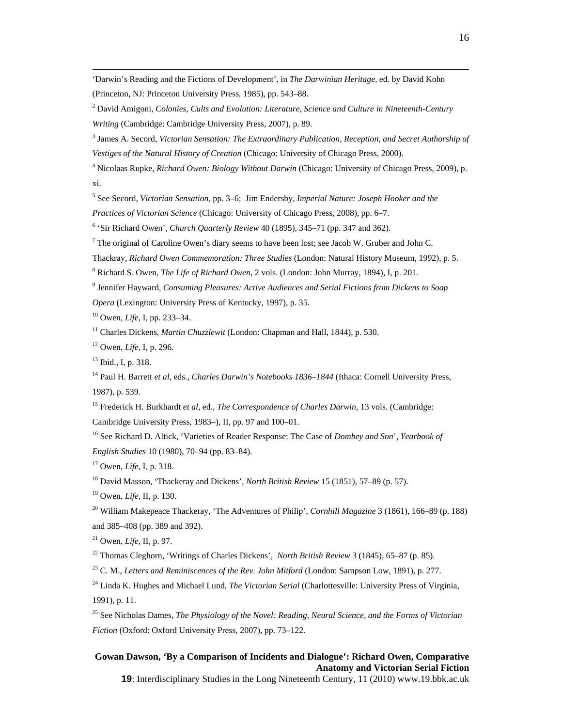'Darwin's Reading and the Fictions of Development', in *The Darwinian Heritage*, ed. by David Kohn (Princeton, NJ: Princeton University Press, 1985), pp. 543–88.

[2] David Amigoni, *Colonies, Cults and Evolution: Literature, Science and Culture in Nineteenth-Century Writing* (Cambridge: Cambridge University Press, 2007), p. 89.

[3] James A. Secord, *Victorian Sensation: The Extraordinary Publication, Reception, and Secret Authorship of Vestiges of the Natural History of Creation* (Chicago: University of Chicago Press, 2000).

[4] Nicolaas Rupke, *Richard Owen: Biology Without Darwin* (Chicago: University of Chicago Press, 2009), p. xi.

[5] See Secord, *Victorian Sensation*, pp. 3–6; Jim Endersby, *Imperial Nature: Joseph Hooker and the Practices of Victorian Science* (Chicago: University of Chicago Press, 2008), pp. 6–7.

[6] 'Sir Richard Owen', *Church Quarterly Review* 40 (1895), 345–71 (pp. 347 and 362).

[7] The original of Caroline Owen's diary seems to have been lost; see Jacob W. Gruber and John C. Thackray, *Richard Owen Commemoration: Three Studies* (London: Natural History Museum, 1992), p. 5.

[8] Richard S. Owen, *The Life of Richard Owen*, 2 vols. (London: John Murray, 1894), I, p. 201.

[9] Jennifer Hayward, *Consuming Pleasures: Active Audiences and Serial Fictions from Dickens to Soap Opera* (Lexington: University Press of Kentucky, 1997), p. 35.

[10] Owen, *Life*, I, pp. 233–34.

[11] Charles Dickens, *Martin Chuzzlewit* (London: Chapman and Hall, 1844), p. 530.

[12] Owen, *Life*, I, p. 296.

[13] Ibid., I, p. 318.

[14] Paul H. Barrett *et al*, eds., *Charles Darwin's Notebooks 1836–1844* (Ithaca: Cornell University Press, 1987), p. 539.

[15] Frederick H. Burkhardt *et al*, ed., *The Correspondence of Charles Darwin*, 13 vols. (Cambridge: Cambridge University Press, 1983–), II, pp. 97 and 100–01.

[16] See Richard D. Altick, 'Varieties of Reader Response: The Case of *Dombey and Son*', *Yearbook of English Studies* 10 (1980), 70–94 (pp. 83–84).

[17] Owen, *Life*, I, p. 318.

[18] David Masson, 'Thackeray and Dickens', *North British Review* 15 (1851), 57–89 (p. 57).

[19] Owen, *Life*, II, p. 130.

[20] William Makepeace Thackeray, 'The Adventures of Philip', *Cornhill Magazine* 3 (1861), 166–89 (p. 188) and 385–408 (pp. 389 and 392).

[21] Owen, *Life*, II, p. 97.

[22] Thomas Cleghorn, 'Writings of Charles Dickens', *North British Review* 3 (1845), 65–87 (p. 85).

[23] C. M., *Letters and Reminiscences of the Rev. John Mitford* (London: Sampson Low, 1891), p. 277.

[24] Linda K. Hughes and Michael Lund, *The Victorian Serial* (Charlottesville: University Press of Virginia, 1991), p. 11.

[25] See Nicholas Dames, *The Physiology of the Novel: Reading, Neural Science, and the Forms of Victorian Fiction* (Oxford: Oxford University Press, 2007), pp. 73–122.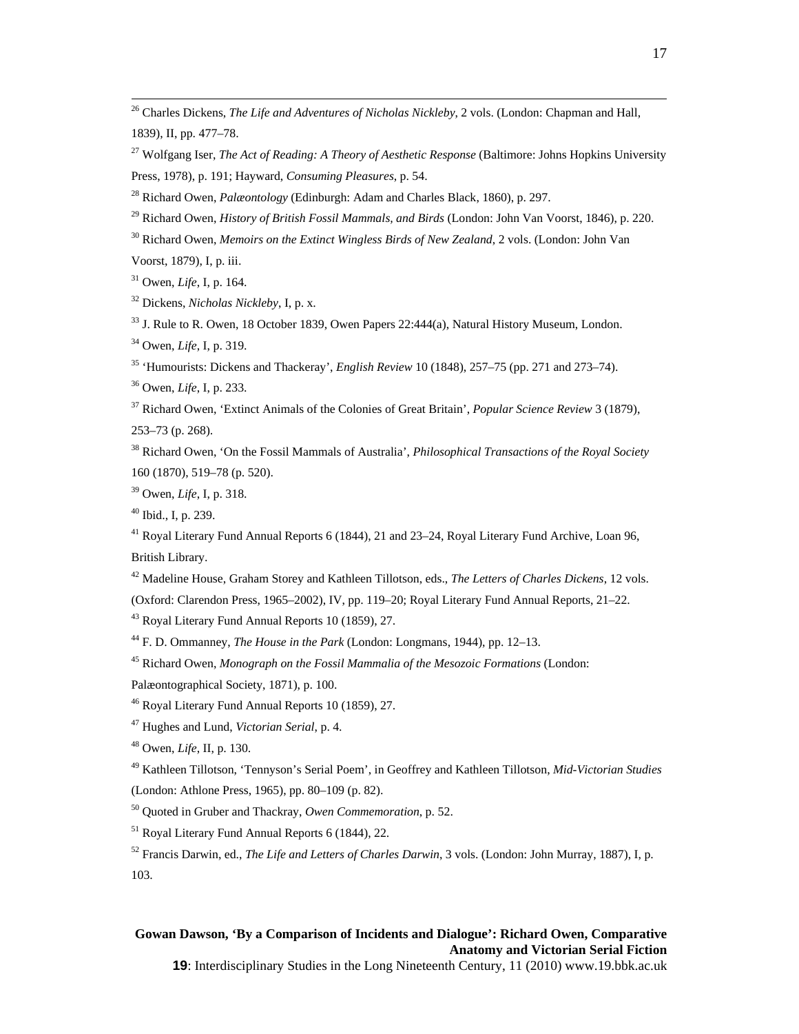[26] Charles Dickens, *The Life and Adventures of Nicholas Nickleby*, 2 vols. (London: Chapman and Hall, 1839), II, pp. 477–78.

[27] Wolfgang Iser, *The Act of Reading: A Theory of Aesthetic Response* (Baltimore: Johns Hopkins University Press, 1978), p. 191; Hayward, *Consuming Pleasures*, p. 54.

[28] Richard Owen, *Palæontology* (Edinburgh: Adam and Charles Black, 1860), p. 297.

[29] Richard Owen, *History of British Fossil Mammals, and Birds* (London: John Van Voorst, 1846), p. 220.

[30] Richard Owen, *Memoirs on the Extinct Wingless Birds of New Zealand*, 2 vols. (London: John Van Voorst, 1879), I, p. iii.

[31] Owen, *Life*, I, p. 164.

[32] Dickens, *Nicholas Nickleby*, I, p. x.

[33] J. Rule to R. Owen, 18 October 1839, Owen Papers 22:444(a), Natural History Museum, London.

[34] Owen, *Life*, I, p. 319.

[35] 'Humourists: Dickens and Thackeray', *English Review* 10 (1848), 257–75 (pp. 271 and 273–74).

[36] Owen, *Life*, I, p. 233.

[37] Richard Owen, 'Extinct Animals of the Colonies of Great Britain', *Popular Science Review* 3 (1879), 253–73 (p. 268).

[38] Richard Owen, 'On the Fossil Mammals of Australia', *Philosophical Transactions of the Royal Society* 160 (1870), 519–78 (p. 520).

[39] Owen, *Life*, I, p. 318.

[40] Ibid., I, p. 239.

[41] Royal Literary Fund Annual Reports 6 (1844), 21 and 23–24, Royal Literary Fund Archive, Loan 96, British Library.

[42] Madeline House, Graham Storey and Kathleen Tillotson, eds., *The Letters of Charles Dickens*, 12 vols. (Oxford: Clarendon Press, 1965–2002), IV, pp. 119–20; Royal Literary Fund Annual Reports, 21–22.

[43] Royal Literary Fund Annual Reports 10 (1859), 27.

[44] F. D. Ommanney, *The House in the Park* (London: Longmans, 1944), pp. 12–13.

[45] Richard Owen, *Monograph on the Fossil Mammalia of the Mesozoic Formations* (London: Palæontographical Society, 1871), p. 100.

[46] Royal Literary Fund Annual Reports 10 (1859), 27.

[47] Hughes and Lund, *Victorian Serial*, p. 4.

[48] Owen, *Life*, II, p. 130.

[49] Kathleen Tillotson, 'Tennyson's Serial Poem', in Geoffrey and Kathleen Tillotson, *Mid-Victorian Studies* (London: Athlone Press, 1965), pp. 80–109 (p. 82).

[50] Quoted in Gruber and Thackray, *Owen Commemoration*, p. 52.

[51] Royal Literary Fund Annual Reports 6 (1844), 22.

[52] Francis Darwin, ed., *The Life and Letters of Charles Darwin*, 3 vols. (London: John Murray, 1887), I, p. 103.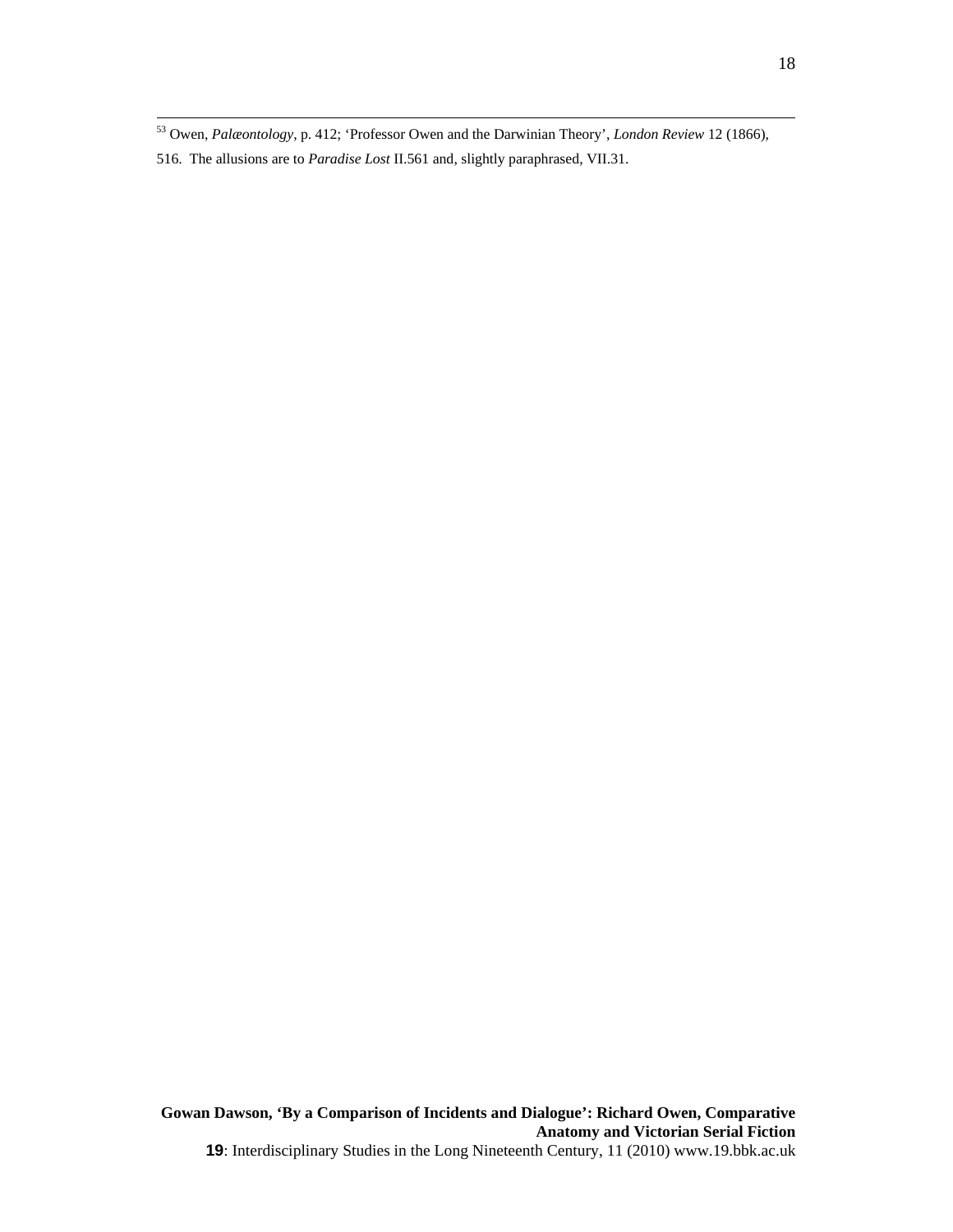[53] Owen, *Palæontology*, p. 412; 'Professor Owen and the Darwinian Theory', *London Review* 12 (1866), 516. The allusions are to *Paradise Lost* II.561 and, slightly paraphrased, VII.31.